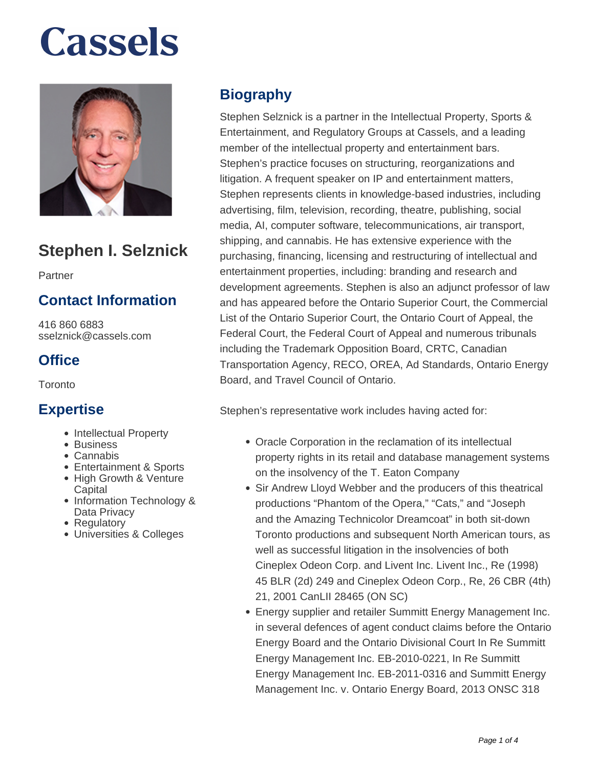# Cassels

## Stephen I. Selznick

Partner

### Contact Information

416 860 6883
sselznick@cassels.com

### Office

Toronto

### Expertise

- Intellectual Property
- Business
- Cannabis
- Entertainment & Sports
- High Growth & Venture Capital
- Information Technology & Data Privacy
- Regulatory
- Universities & Colleges

## Biography

Stephen Selznick is a partner in the Intellectual Property, Sports & Entertainment, and Regulatory Groups at Cassels, and a leading member of the intellectual property and entertainment bars. Stephen's practice focuses on structuring, reorganizations and litigation. A frequent speaker on IP and entertainment matters, Stephen represents clients in knowledge-based industries, including advertising, film, television, recording, theatre, publishing, social media, AI, computer software, telecommunications, air transport, shipping, and cannabis. He has extensive experience with the purchasing, financing, licensing and restructuring of intellectual and entertainment properties, including: branding and research and development agreements. Stephen is also an adjunct professor of law and has appeared before the Ontario Superior Court, the Commercial List of the Ontario Superior Court, the Ontario Court of Appeal, the Federal Court, the Federal Court of Appeal and numerous tribunals including the Trademark Opposition Board, CRTC, Canadian Transportation Agency, RECO, OREA, Ad Standards, Ontario Energy Board, and Travel Council of Ontario.

Stephen's representative work includes having acted for:

- Oracle Corporation in the reclamation of its intellectual property rights in its retail and database management systems on the insolvency of the T. Eaton Company
- Sir Andrew Lloyd Webber and the producers of this theatrical productions "Phantom of the Opera," "Cats," and "Joseph and the Amazing Technicolor Dreamcoat" in both sit-down Toronto productions and subsequent North American tours, as well as successful litigation in the insolvencies of both Cineplex Odeon Corp. and Livent Inc. Livent Inc., Re (1998) 45 BLR (2d) 249 and Cineplex Odeon Corp., Re, 26 CBR (4th) 21, 2001 CanLII 28465 (ON SC)
- Energy supplier and retailer Summitt Energy Management Inc. in several defences of agent conduct claims before the Ontario Energy Board and the Ontario Divisional Court In Re Summitt Energy Management Inc. EB-2010-0221, In Re Summitt Energy Management Inc. EB-2011-0316 and Summitt Energy Management Inc. v. Ontario Energy Board, 2013 ONSC 318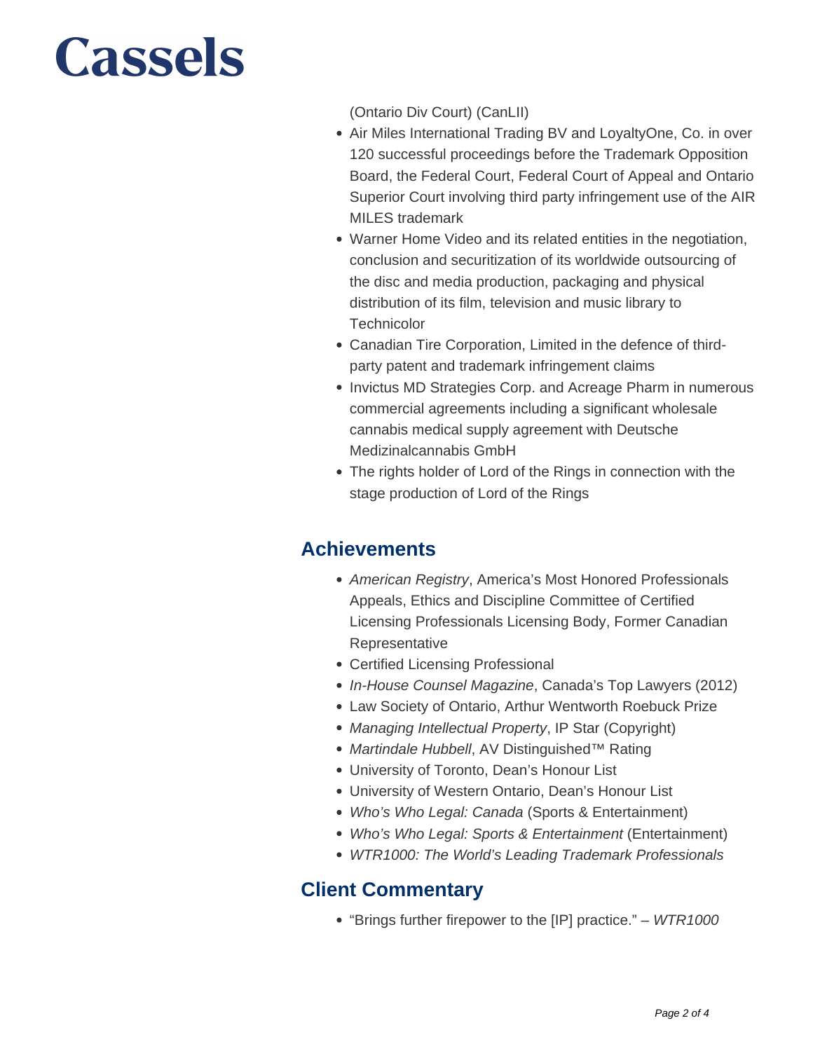(Ontario Div Court) (CanLII)

- Air Miles International Trading BV and LoyaltyOne, Co. in over 120 successful proceedings before the Trademark Opposition Board, the Federal Court, Federal Court of Appeal and Ontario Superior Court involving third party infringement use of the AIR MILES trademark
- Warner Home Video and its related entities in the negotiation, conclusion and securitization of its worldwide outsourcing of the disc and media production, packaging and physical distribution of its film, television and music library to Technicolor
- Canadian Tire Corporation, Limited in the defence of third-party patent and trademark infringement claims
- Invictus MD Strategies Corp. and Acreage Pharm in numerous commercial agreements including a significant wholesale cannabis medical supply agreement with Deutsche Medizinalcannabis GmbH
- The rights holder of Lord of the Rings in connection with the stage production of Lord of the Rings

## Achievements

- *American Registry*, America's Most Honored Professionals Appeals, Ethics and Discipline Committee of Certified Licensing Professionals Licensing Body, Former Canadian Representative
- Certified Licensing Professional
- *In-House Counsel Magazine*, Canada's Top Lawyers (2012)
- Law Society of Ontario, Arthur Wentworth Roebuck Prize
- *Managing Intellectual Property*, IP Star (Copyright)
- *Martindale Hubbell*, AV Distinguished™ Rating
- University of Toronto, Dean's Honour List
- University of Western Ontario, Dean's Honour List
- *Who's Who Legal: Canada* (Sports & Entertainment)
- *Who's Who Legal: Sports & Entertainment* (Entertainment)
- *WTR1000: The World's Leading Trademark Professionals*

## Client Commentary

- "Brings further firepower to the [IP] practice." – *WTR1000*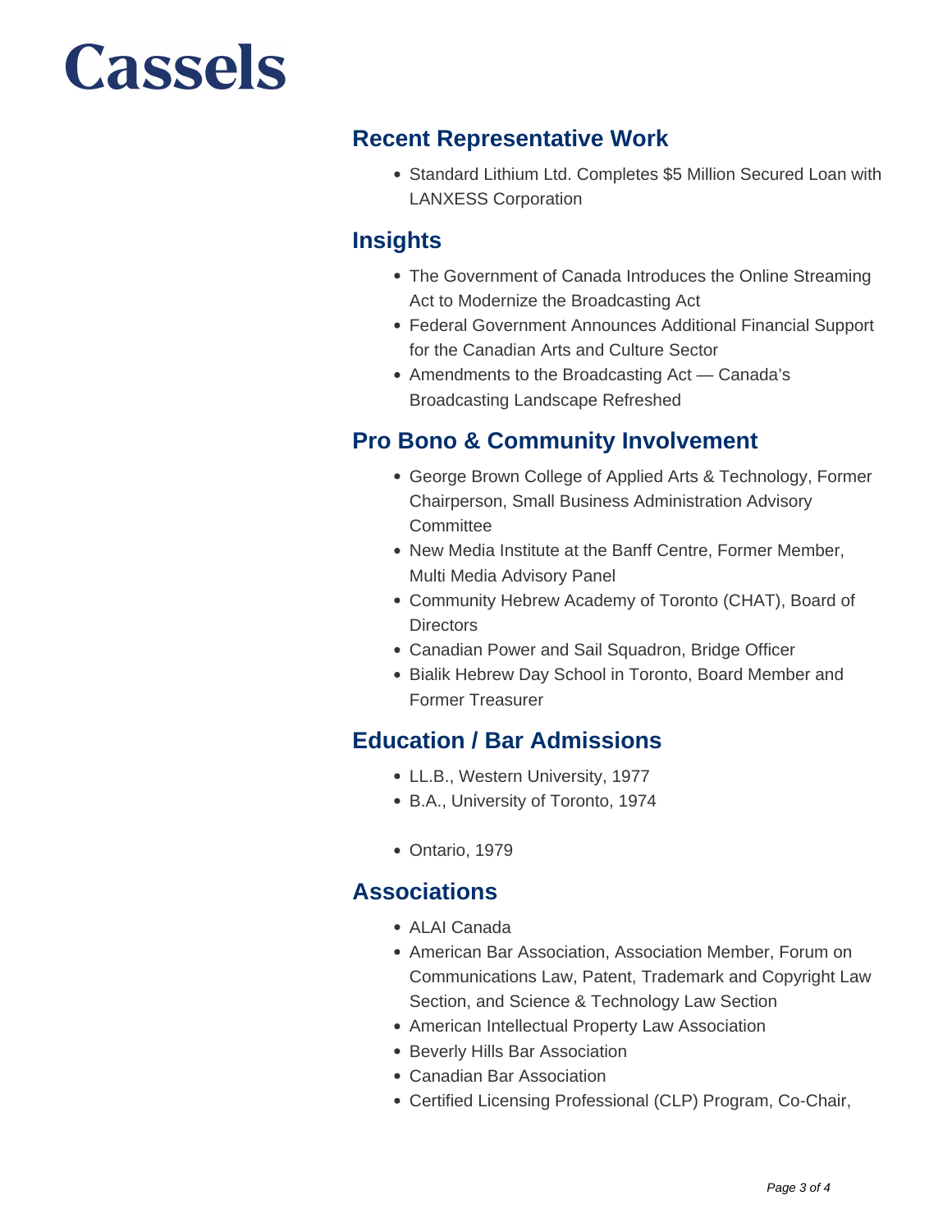## Recent Representative Work

- Standard Lithium Ltd. Completes $5 Million Secured Loan with LANXESS Corporation

## Insights

- The Government of Canada Introduces the Online Streaming Act to Modernize the Broadcasting Act
- Federal Government Announces Additional Financial Support for the Canadian Arts and Culture Sector
- Amendments to the Broadcasting Act — Canada's Broadcasting Landscape Refreshed

## Pro Bono & Community Involvement

- George Brown College of Applied Arts & Technology, Former Chairperson, Small Business Administration Advisory Committee
- New Media Institute at the Banff Centre, Former Member, Multi Media Advisory Panel
- Community Hebrew Academy of Toronto (CHAT), Board of Directors
- Canadian Power and Sail Squadron, Bridge Officer
- Bialik Hebrew Day School in Toronto, Board Member and Former Treasurer

## Education / Bar Admissions

- LL.B., Western University, 1977
- B.A., University of Toronto, 1974

- Ontario, 1979

## Associations

- ALAI Canada
- American Bar Association, Association Member, Forum on Communications Law, Patent, Trademark and Copyright Law Section, and Science & Technology Law Section
- American Intellectual Property Law Association
- Beverly Hills Bar Association
- Canadian Bar Association
- Certified Licensing Professional (CLP) Program, Co-Chair,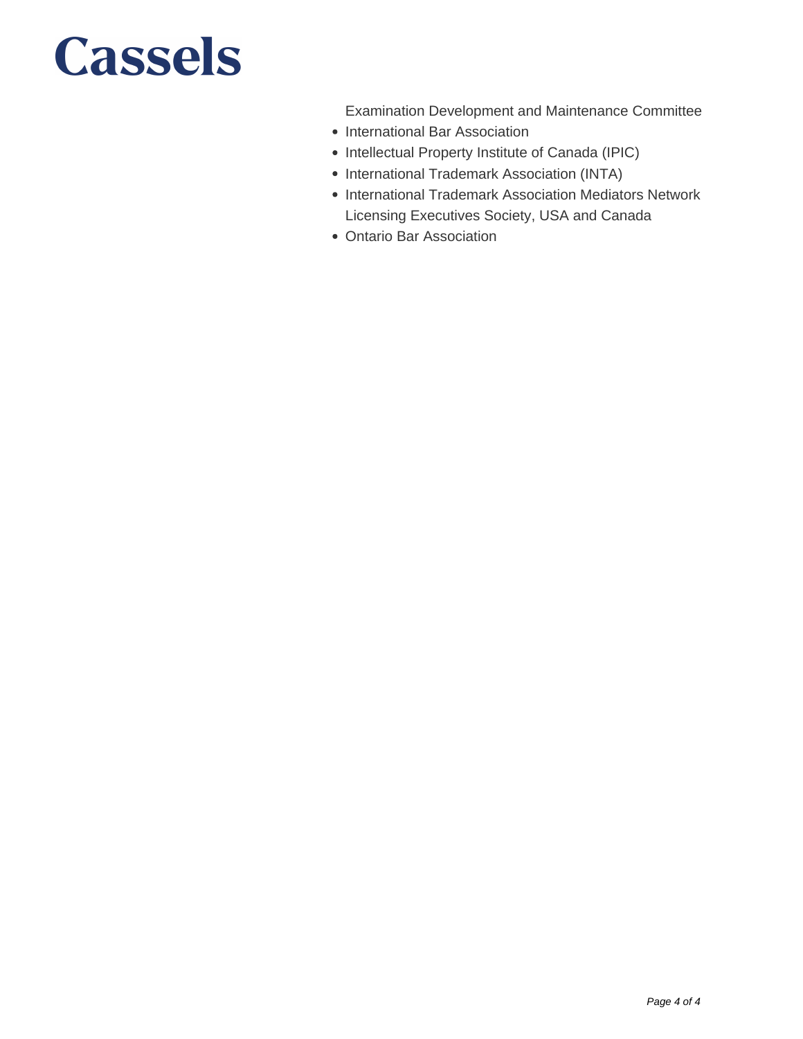Examination Development and Maintenance Committee

- International Bar Association
- Intellectual Property Institute of Canada (IPIC)
- International Trademark Association (INTA)
- International Trademark Association Mediators Network
  Licensing Executives Society, USA and Canada
- Ontario Bar Association